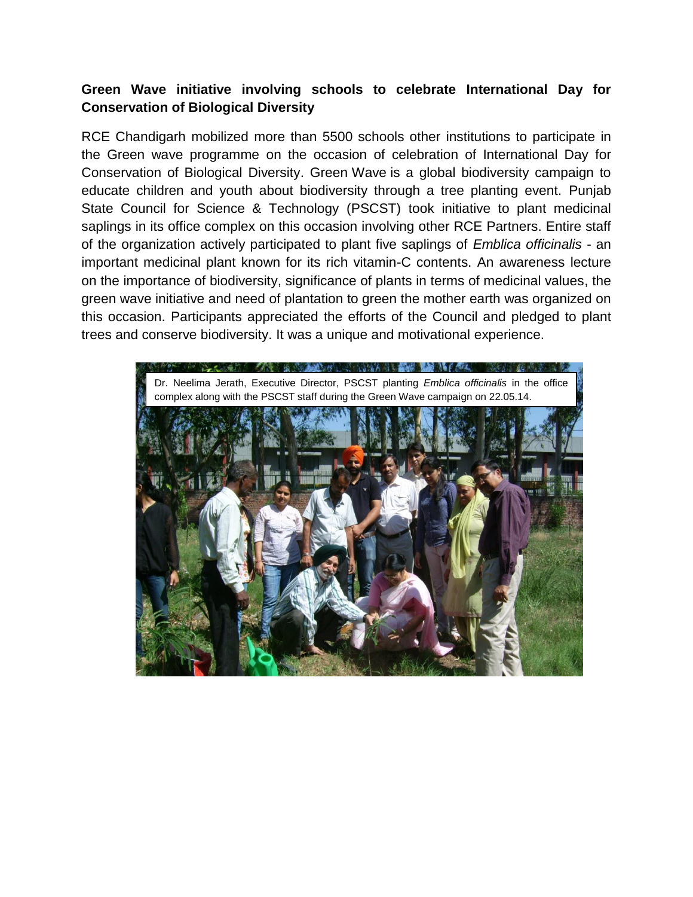**Green Wave initiative involving schools to celebrate International Day for Conservation of Biological Diversity**

RCE Chandigarh mobilized more than 5500 schools other institutions to participate in the Green wave programme on the occasion of celebration of International Day for Conservation of Biological Diversity. Green Wave is a global biodiversity campaign to educate children and youth about biodiversity through a tree planting event. Punjab State Council for Science & Technology (PSCST) took initiative to plant medicinal saplings in its office complex on this occasion involving other RCE Partners. Entire staff of the organization actively participated to plant five saplings of *Emblica officinalis* - an important medicinal plant known for its rich vitamin-C contents. An awareness lecture on the importance of biodiversity, significance of plants in terms of medicinal values, the green wave initiative and need of plantation to green the mother earth was organized on this occasion. Participants appreciated the efforts of the Council and pledged to plant trees and conserve biodiversity. It was a unique and motivational experience.

Dr. Neelima Jerath, Executive Director, PSCST planting *Emblica officinalis* in the office complex along with the PSCST staff during the Green Wave campaign on 22.05.14.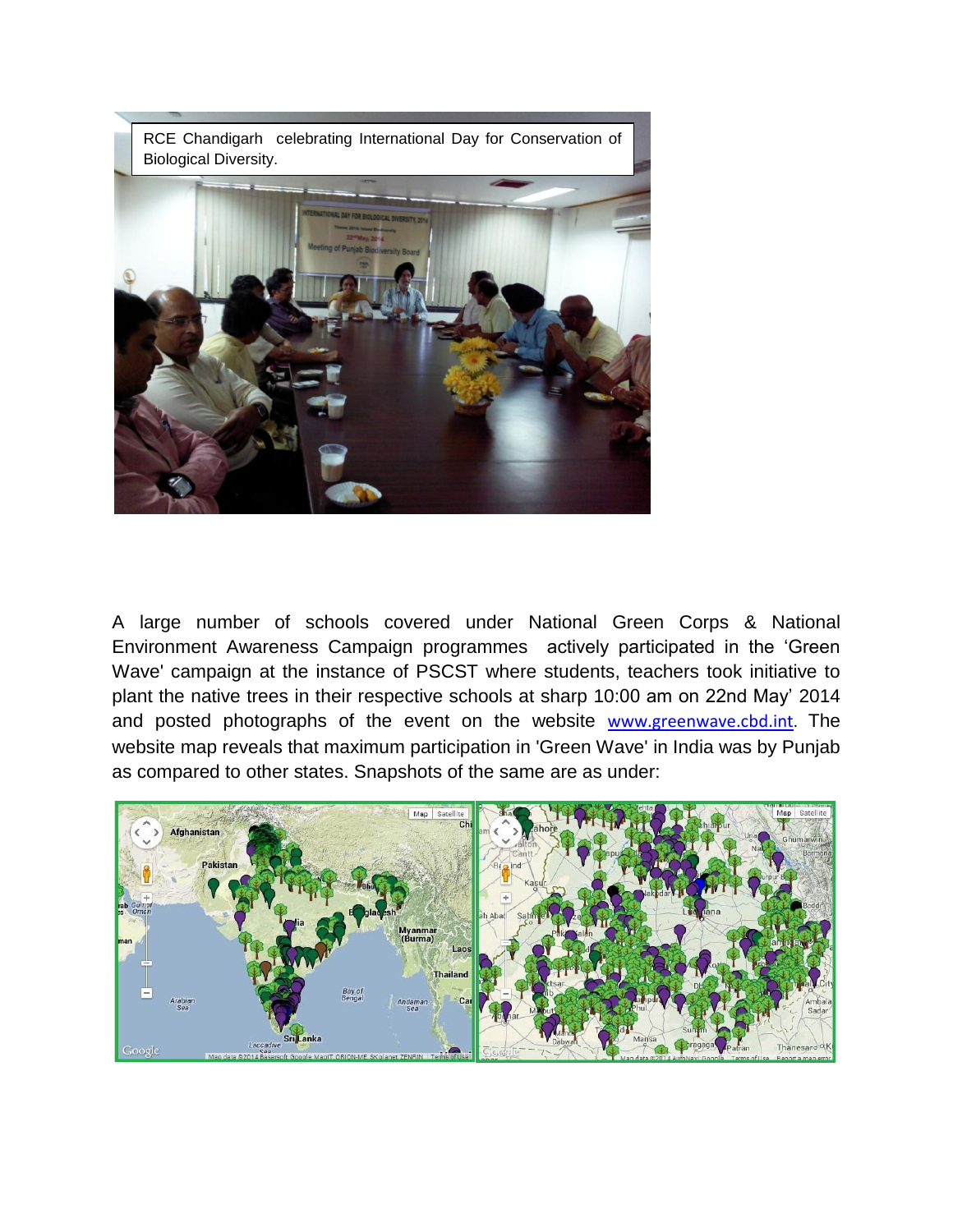RCE Chandigarh celebrating International Day for Conservation of Biological Diversity.

A large number of schools covered under National Green Corps & National Environment Awareness Campaign programmes actively participated in the 'Green Wave' campaign at the instance of PSCST where students, teachers took initiative to plant the native trees in their respective schools at sharp 10:00 am on 22nd May' 2014 and posted photographs of the event on the website www.greenwave.cbd.int. The website map reveals that maximum participation in 'Green Wave' in India was by Punjab as compared to other states. Snapshots of the same are as under: